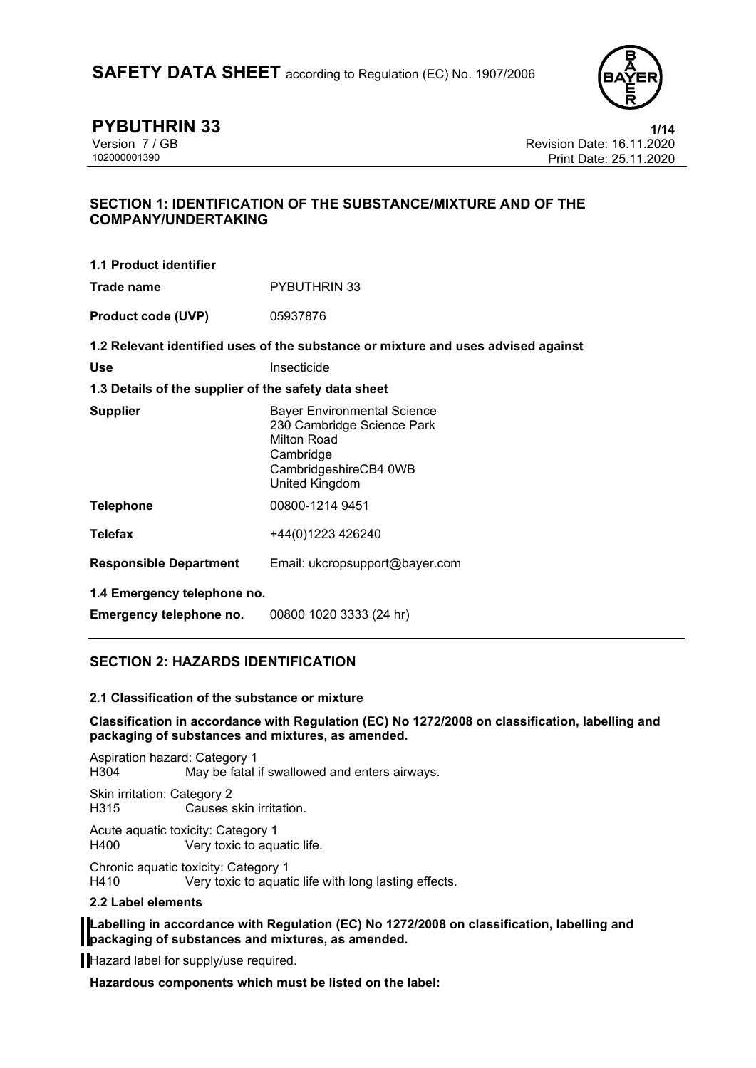# SAFETY DATA SHEET according to Regulation (EC) No. 1907/2006

**PYBUTHRIN 33**

Version 7 / GB
102000001390

Revision Date: 16.11.2020
Print Date: 25.11.2020

## SECTION 1: IDENTIFICATION OF THE SUBSTANCE/MIXTURE AND OF THE COMPANY/UNDERTAKING

**1.1 Product identifier**

| | |
|---|---|
| **Trade name** | PYBUTHRIN 33 |
| **Product code (UVP)** | 05937876 |

**1.2 Relevant identified uses of the substance or mixture and uses advised against**

| | |
|---|---|
| **Use** | Insecticide |

**1.3 Details of the supplier of the safety data sheet**

| | |
|---|---|
| **Supplier** | Bayer Environmental Science<br>230 Cambridge Science Park<br>Milton Road<br>Cambridge<br>CambridgeshireCB4 0WB<br>United Kingdom |
| **Telephone** | 00800-1214 9451 |
| **Telefax** | +44(0)1223 426240 |
| **Responsible Department** | Email: ukcropsupport@bayer.com |

**1.4 Emergency telephone no.**

| | |
|---|---|
| **Emergency telephone no.** | 00800 1020 3333 (24 hr) |

## SECTION 2: HAZARDS IDENTIFICATION

**2.1 Classification of the substance or mixture**

**Classification in accordance with Regulation (EC) No 1272/2008 on classification, labelling and packaging of substances and mixtures, as amended.**

Aspiration hazard: Category 1
H304 May be fatal if swallowed and enters airways.

Skin irritation: Category 2
H315 Causes skin irritation.

Acute aquatic toxicity: Category 1
H400 Very toxic to aquatic life.

Chronic aquatic toxicity: Category 1
H410 Very toxic to aquatic life with long lasting effects.

**2.2 Label elements**

**Labelling in accordance with Regulation (EC) No 1272/2008 on classification, labelling and packaging of substances and mixtures, as amended.**

Hazard label for supply/use required.

**Hazardous components which must be listed on the label:**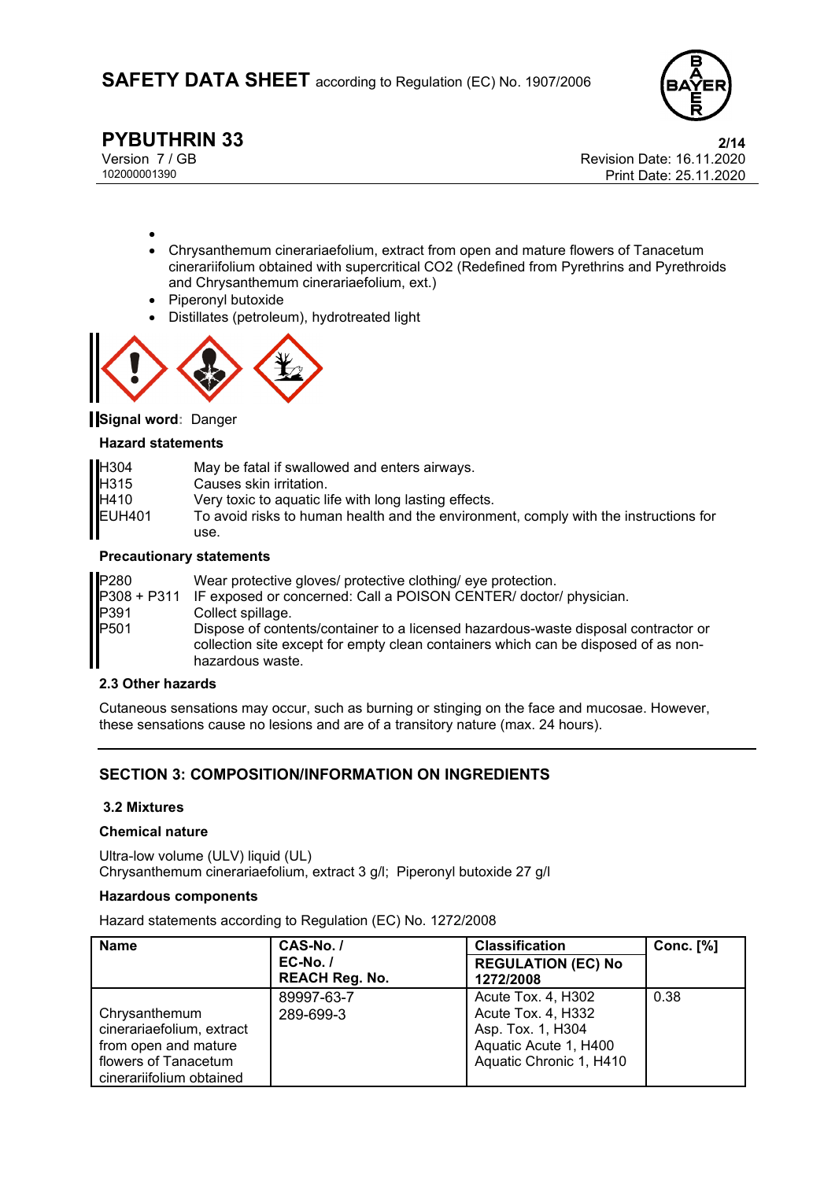- 
- Chrysanthemum cinerariaefolium, extract from open and mature flowers of Tanacetum cinerariifolium obtained with supercritical CO2 (Redefined from Pyrethrins and Pyrethroids and Chrysanthemum cinerariaefolium, ext.)
- Piperonyl butoxide
- Distillates (petroleum), hydrotreated light

**Signal word**: Danger

**Hazard statements**

| | |
|---|---|
| H304 | May be fatal if swallowed and enters airways. |
| H315 | Causes skin irritation. |
| H410 | Very toxic to aquatic life with long lasting effects. |
| EUH401 | To avoid risks to human health and the environment, comply with the instructions for use. |

**Precautionary statements**

| | |
|---|---|
| P280 | Wear protective gloves/ protective clothing/ eye protection. |
| P308 + P311 | IF exposed or concerned: Call a POISON CENTER/ doctor/ physician. |
| P391 | Collect spillage. |
| P501 | Dispose of contents/container to a licensed hazardous-waste disposal contractor or collection site except for empty clean containers which can be disposed of as non-hazardous waste. |

**2.3 Other hazards**

Cutaneous sensations may occur, such as burning or stinging on the face and mucosae. However, these sensations cause no lesions and are of a transitory nature (max. 24 hours).

## SECTION 3: COMPOSITION/INFORMATION ON INGREDIENTS

**3.2 Mixtures**

**Chemical nature**

Ultra-low volume (ULV) liquid (UL)
Chrysanthemum cinerariaefolium, extract 3 g/l; Piperonyl butoxide 27 g/l

**Hazardous components**

Hazard statements according to Regulation (EC) No. 1272/2008

| Name | CAS-No. / EC-No. / REACH Reg. No. | Classification REGULATION (EC) No 1272/2008 | Conc. [%] |
|---|---|---|---|
| Chrysanthemum cinerariaefolium, extract from open and mature flowers of Tanacetum cinerariifolium obtained | 89997-63-7<br>289-699-3 | Acute Tox. 4, H302<br>Acute Tox. 4, H332<br>Asp. Tox. 1, H304<br>Aquatic Acute 1, H400<br>Aquatic Chronic 1, H410 | 0.38 |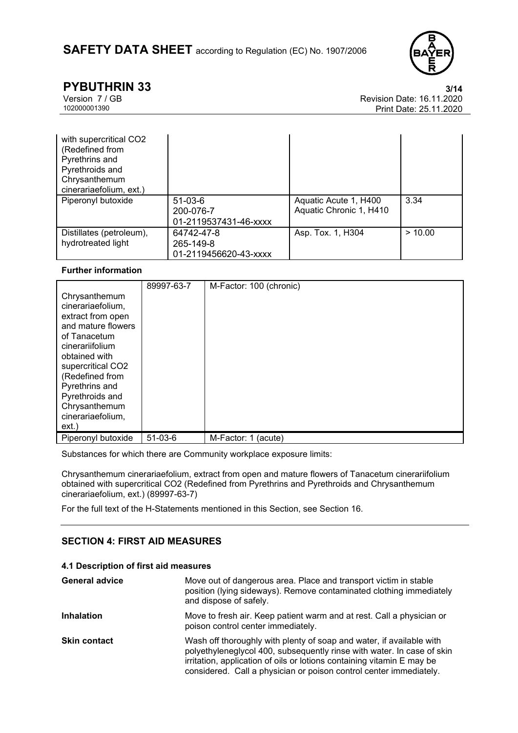| | | | |
|---|---|---|---|
| with supercritical $CO_2$ (Redefined from Pyrethrins and Pyrethroids and Chrysanthemum cinerariaefolium, ext.) | | | |
| Piperonyl butoxide | 51-03-6<br>200-076-7<br>01-2119537431-46-xxxx | Aquatic Acute 1, H400<br>Aquatic Chronic 1, H410 | 3.34 |
| Distillates (petroleum), hydrotreated light | 64742-47-8<br>265-149-8<br>01-2119456620-43-xxxx | Asp. Tox. 1, H304 | > 10.00 |

**Further information**

| | | |
|---|---|---|
| Chrysanthemum cinerariaefolium, extract from open and mature flowers of Tanacetum cinerariifolium obtained with supercritical $CO_2$ (Redefined from Pyrethrins and Pyrethroids and Chrysanthemum cinerariaefolium, ext.) | 89997-63-7 | M-Factor: 100 (chronic) |
| Piperonyl butoxide | 51-03-6 | M-Factor: 1 (acute) |

Substances for which there are Community workplace exposure limits:

Chrysanthemum cinerariaefolium, extract from open and mature flowers of Tanacetum cinerariifolium obtained with supercritical $CO_2$ (Redefined from Pyrethrins and Pyrethroids and Chrysanthemum cinerariaefolium, ext.) (89997-63-7)

For the full text of the H-Statements mentioned in this Section, see Section 16.

## SECTION 4: FIRST AID MEASURES

### 4.1 Description of first aid measures

**General advice** Move out of dangerous area. Place and transport victim in stable position (lying sideways). Remove contaminated clothing immediately and dispose of safely.

**Inhalation** Move to fresh air. Keep patient warm and at rest. Call a physician or poison control center immediately.

**Skin contact** Wash off thoroughly with plenty of soap and water, if available with polyethyleneglycol 400, subsequently rinse with water. In case of skin irritation, application of oils or lotions containing vitamin E may be considered. Call a physician or poison control center immediately.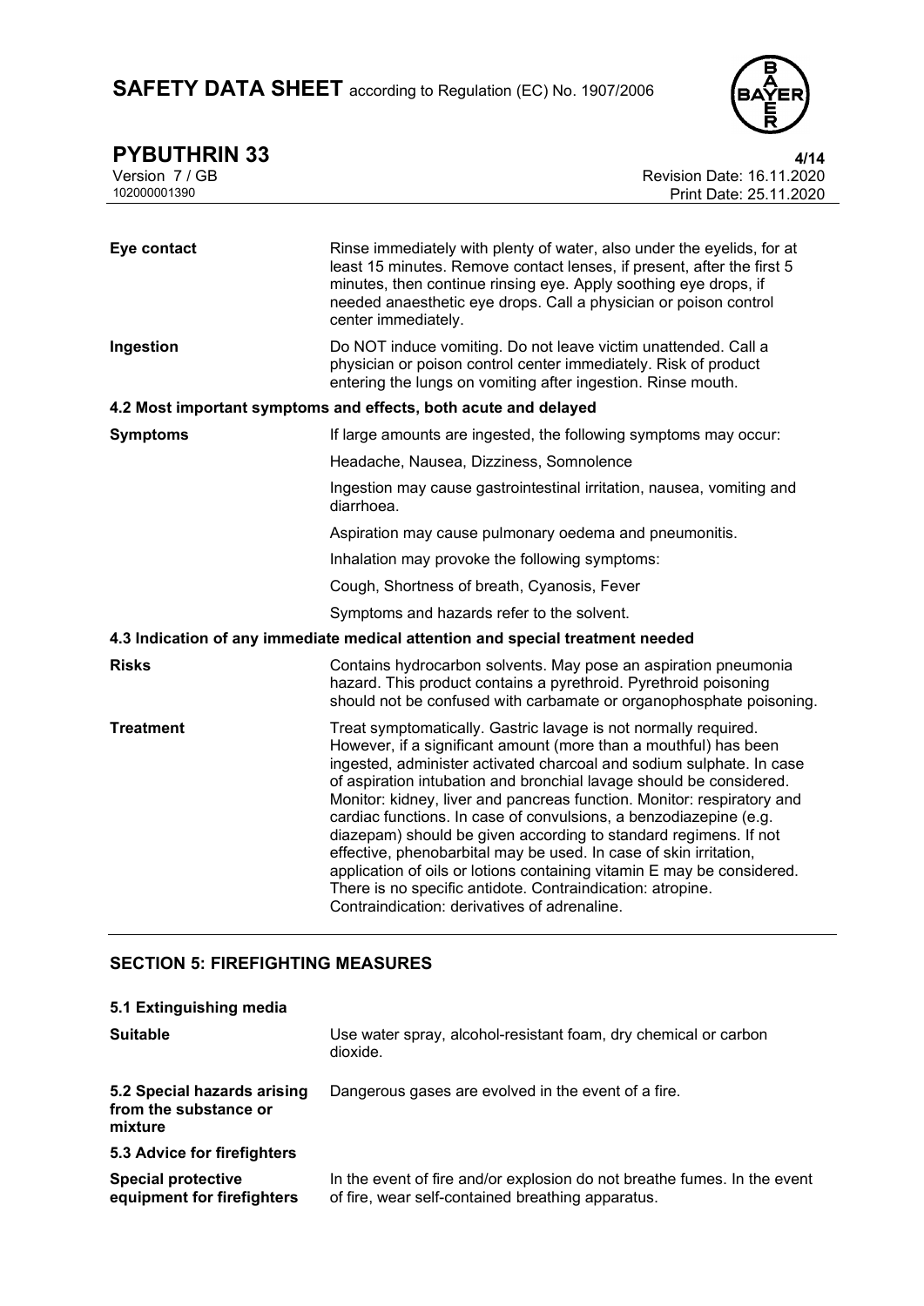| | |
|---|---|
| **Eye contact** | Rinse immediately with plenty of water, also under the eyelids, for at least 15 minutes. Remove contact lenses, if present, after the first 5 minutes, then continue rinsing eye. Apply soothing eye drops, if needed anaesthetic eye drops. Call a physician or poison control center immediately. |
| **Ingestion** | Do NOT induce vomiting. Do not leave victim unattended. Call a physician or poison control center immediately. Risk of product entering the lungs on vomiting after ingestion. Rinse mouth. |

**4.2 Most important symptoms and effects, both acute and delayed**

| | |
|---|---|
| **Symptoms** | If large amounts are ingested, the following symptoms may occur: |
| | Headache, Nausea, Dizziness, Somnolence |
| | Ingestion may cause gastrointestinal irritation, nausea, vomiting and diarrhoea. |
| | Aspiration may cause pulmonary oedema and pneumonitis. |
| | Inhalation may provoke the following symptoms: |
| | Cough, Shortness of breath, Cyanosis, Fever |
| | Symptoms and hazards refer to the solvent. |

**4.3 Indication of any immediate medical attention and special treatment needed**

| | |
|---|---|
| **Risks** | Contains hydrocarbon solvents. May pose an aspiration pneumonia hazard. This product contains a pyrethroid. Pyrethroid poisoning should not be confused with carbamate or organophosphate poisoning. |
| **Treatment** | Treat symptomatically. Gastric lavage is not normally required. However, if a significant amount (more than a mouthful) has been ingested, administer activated charcoal and sodium sulphate. In case of aspiration intubation and bronchial lavage should be considered. Monitor: kidney, liver and pancreas function. Monitor: respiratory and cardiac functions. In case of convulsions, a benzodiazepine (e.g. diazepam) should be given according to standard regimens. If not effective, phenobarbital may be used. In case of skin irritation, application of oils or lotions containing vitamin E may be considered. There is no specific antidote. Contraindication: atropine. Contraindication: derivatives of adrenaline. |

## SECTION 5: FIREFIGHTING MEASURES

**5.1 Extinguishing media**

| | |
|---|---|
| **Suitable** | Use water spray, alcohol-resistant foam, dry chemical or carbon dioxide. |
| **5.2 Special hazards arising from the substance or mixture** | Dangerous gases are evolved in the event of a fire. |

**5.3 Advice for firefighters**

| | |
|---|---|
| **Special protective equipment for firefighters** | In the event of fire and/or explosion do not breathe fumes. In the event of fire, wear self-contained breathing apparatus. |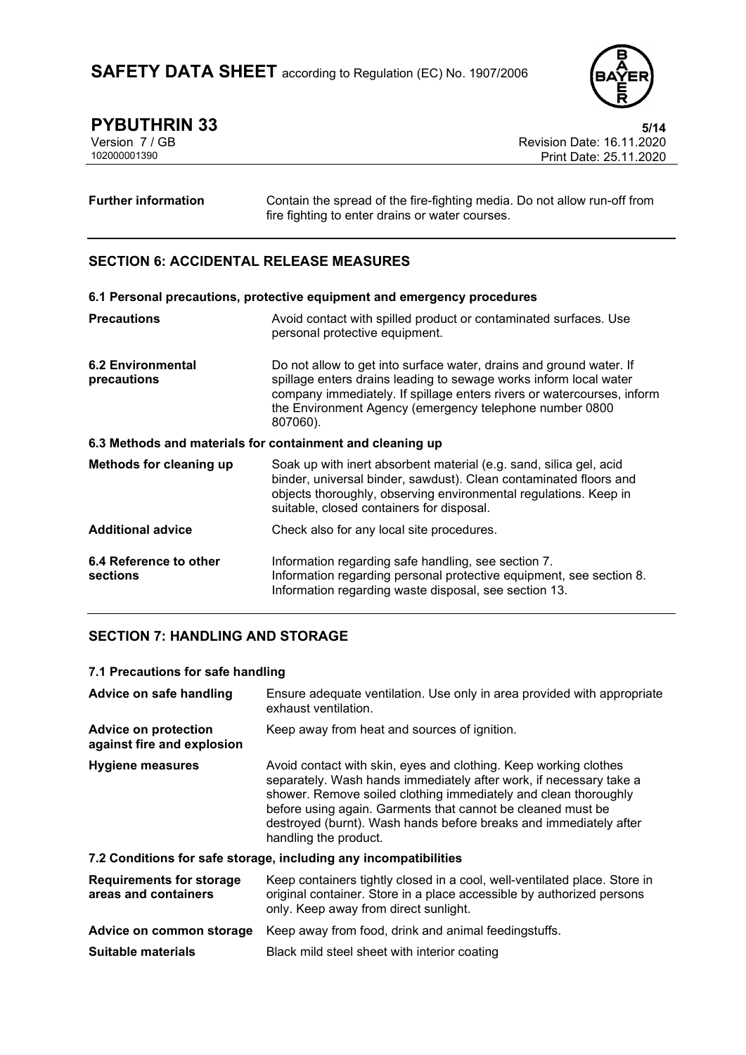| | |
|---|---|
| **Further information** | Contain the spread of the fire-fighting media. Do not allow run-off from fire fighting to enter drains or water courses. |

## SECTION 6: ACCIDENTAL RELEASE MEASURES

### 6.1 Personal precautions, protective equipment and emergency procedures

| | |
|---|---|
| **Precautions** | Avoid contact with spilled product or contaminated surfaces. Use personal protective equipment. |
| **6.2 Environmental precautions** | Do not allow to get into surface water, drains and ground water. If spillage enters drains leading to sewage works inform local water company immediately. If spillage enters rivers or watercourses, inform the Environment Agency (emergency telephone number 0800 807060). |

### 6.3 Methods and materials for containment and cleaning up

| | |
|---|---|
| **Methods for cleaning up** | Soak up with inert absorbent material (e.g. sand, silica gel, acid binder, universal binder, sawdust). Clean contaminated floors and objects thoroughly, observing environmental regulations. Keep in suitable, closed containers for disposal. |
| **Additional advice** | Check also for any local site procedures. |
| **6.4 Reference to other sections** | Information regarding safe handling, see section 7.<br>Information regarding personal protective equipment, see section 8.<br>Information regarding waste disposal, see section 13. |

## SECTION 7: HANDLING AND STORAGE

### 7.1 Precautions for safe handling

| | |
|---|---|
| **Advice on safe handling** | Ensure adequate ventilation. Use only in area provided with appropriate exhaust ventilation. |
| **Advice on protection against fire and explosion** | Keep away from heat and sources of ignition. |
| **Hygiene measures** | Avoid contact with skin, eyes and clothing. Keep working clothes separately. Wash hands immediately after work, if necessary take a shower. Remove soiled clothing immediately and clean thoroughly before using again. Garments that cannot be cleaned must be destroyed (burnt). Wash hands before breaks and immediately after handling the product. |

### 7.2 Conditions for safe storage, including any incompatibilities

| | |
|---|---|
| **Requirements for storage areas and containers** | Keep containers tightly closed in a cool, well-ventilated place. Store in original container. Store in a place accessible by authorized persons only. Keep away from direct sunlight. |
| **Advice on common storage** | Keep away from food, drink and animal feedingstuffs. |
| **Suitable materials** | Black mild steel sheet with interior coating |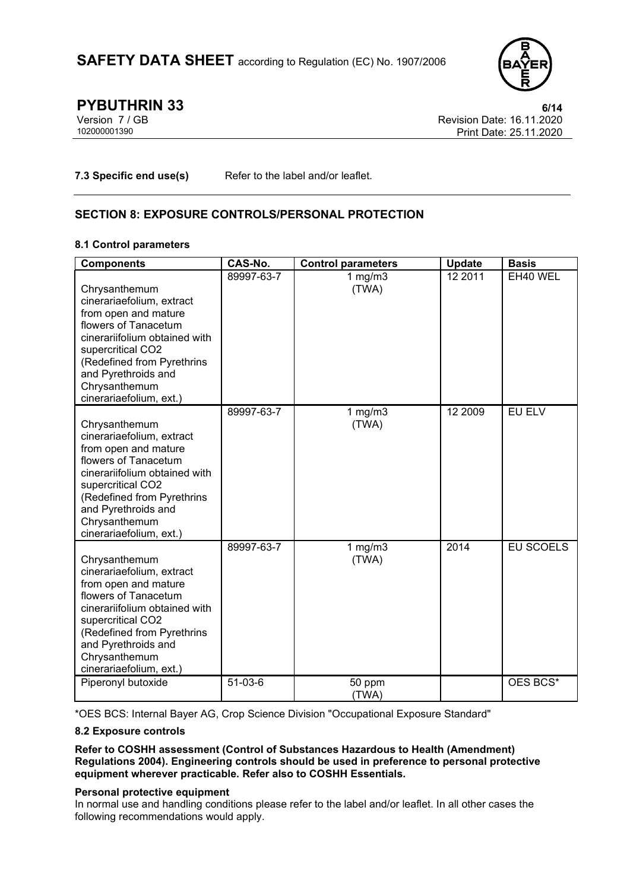**7.3 Specific end use(s)** Refer to the label and/or leaflet.

## SECTION 8: EXPOSURE CONTROLS/PERSONAL PROTECTION

### 8.1 Control parameters

| Components | CAS-No. | Control parameters | Update | Basis |
|---|---|---|---|---|
| Chrysanthemum cinerariaefolium, extract from open and mature flowers of Tanacetum cinerariifolium obtained with supercritical $CO_2$ (Redefined from Pyrethrins and Pyrethroids and Chrysanthemum cinerariaefolium, ext.) | 89997-63-7 | 1 mg/m3 (TWA) | 12 2011 | EH40 WEL |
| Chrysanthemum cinerariaefolium, extract from open and mature flowers of Tanacetum cinerariifolium obtained with supercritical $CO_2$ (Redefined from Pyrethrins and Pyrethroids and Chrysanthemum cinerariaefolium, ext.) | 89997-63-7 | 1 mg/m3 (TWA) | 12 2009 | EU ELV |
| Chrysanthemum cinerariaefolium, extract from open and mature flowers of Tanacetum cinerariifolium obtained with supercritical $CO_2$ (Redefined from Pyrethrins and Pyrethroids and Chrysanthemum cinerariaefolium, ext.) | 89997-63-7 | 1 mg/m3 (TWA) | 2014 | EU SCOELS |
| Piperonyl butoxide | 51-03-6 | 50 ppm (TWA) | | OES BCS* |

*OES BCS: Internal Bayer AG, Crop Science Division "Occupational Exposure Standard"

### 8.2 Exposure controls

**Refer to COSHH assessment (Control of Substances Hazardous to Health (Amendment) Regulations 2004). Engineering controls should be used in preference to personal protective equipment wherever practicable. Refer also to COSHH Essentials.**

**Personal protective equipment**

In normal use and handling conditions please refer to the label and/or leaflet. In all other cases the following recommendations would apply.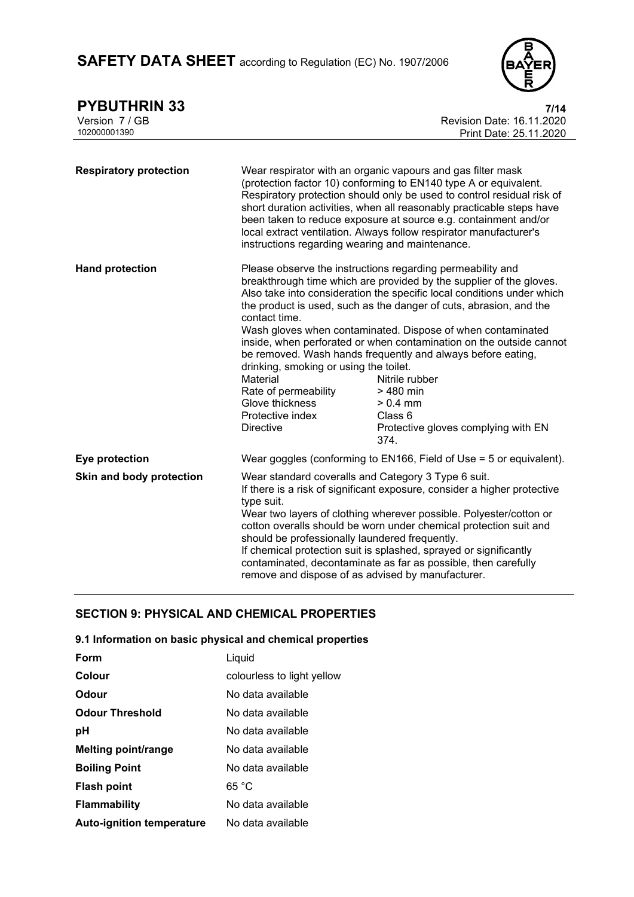| | |
|---|---|
| **Respiratory protection** | Wear respirator with an organic vapours and gas filter mask (protection factor 10) conforming to EN140 type A or equivalent. Respiratory protection should only be used to control residual risk of short duration activities, when all reasonably practicable steps have been taken to reduce exposure at source e.g. containment and/or local extract ventilation. Always follow respirator manufacturer's instructions regarding wearing and maintenance. |
| **Hand protection** | Please observe the instructions regarding permeability and breakthrough time which are provided by the supplier of the gloves. Also take into consideration the specific local conditions under which the product is used, such as the danger of cuts, abrasion, and the contact time.<br>Wash gloves when contaminated. Dispose of when contaminated inside, when perforated or when contamination on the outside cannot be removed. Wash hands frequently and always before eating, drinking, smoking or using the toilet.<br>Material: Nitrile rubber<br>Rate of permeability: > 480 min<br>Glove thickness: > 0.4 mm<br>Protective index: Class 6<br>Directive: Protective gloves complying with EN 374. |
| **Eye protection** | Wear goggles (conforming to EN166, Field of Use = 5 or equivalent). |
| **Skin and body protection** | Wear standard coveralls and Category 3 Type 6 suit.<br>If there is a risk of significant exposure, consider a higher protective type suit.<br>Wear two layers of clothing wherever possible. Polyester/cotton or cotton overalls should be worn under chemical protection suit and should be professionally laundered frequently.<br>If chemical protection suit is splashed, sprayed or significantly contaminated, decontaminate as far as possible, then carefully remove and dispose of as advised by manufacturer. |

## SECTION 9: PHYSICAL AND CHEMICAL PROPERTIES

### 9.1 Information on basic physical and chemical properties

| | |
|---|---|
| **Form** | Liquid |
| **Colour** | colourless to light yellow |
| **Odour** | No data available |
| **Odour Threshold** | No data available |
| **pH** | No data available |
| **Melting point/range** | No data available |
| **Boiling Point** | No data available |
| **Flash point** | 65 °C |
| **Flammability** | No data available |
| **Auto-ignition temperature** | No data available |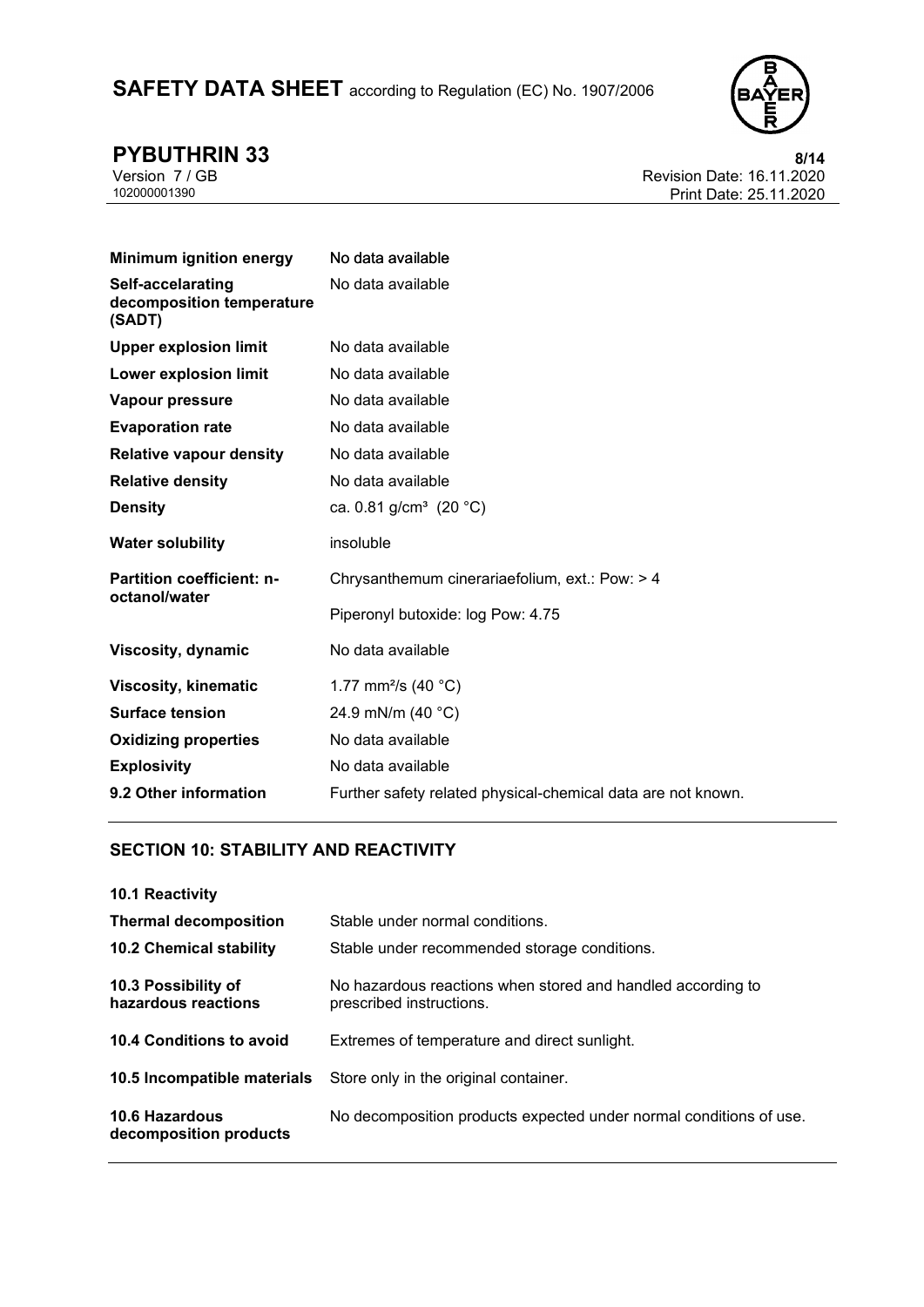| | |
|---|---|
| **Minimum ignition energy** | No data available |
| **Self-accelarating decomposition temperature (SADT)** | No data available |
| **Upper explosion limit** | No data available |
| **Lower explosion limit** | No data available |
| **Vapour pressure** | No data available |
| **Evaporation rate** | No data available |
| **Relative vapour density** | No data available |
| **Relative density** | No data available |
| **Density** | ca. 0.81 g/cm³ (20 °C) |
| **Water solubility** | insoluble |
| **Partition coefficient: n-octanol/water** | Chrysanthemum cinerariaefolium, ext.: Pow: > 4 |
| | Piperonyl butoxide: log Pow: 4.75 |
| **Viscosity, dynamic** | No data available |
| **Viscosity, kinematic** | 1.77 mm²/s (40 °C) |
| **Surface tension** | 24.9 mN/m (40 °C) |
| **Oxidizing properties** | No data available |
| **Explosivity** | No data available |
| **9.2 Other information** | Further safety related physical-chemical data are not known. |

## SECTION 10: STABILITY AND REACTIVITY

| | |
|---|---|
| **10.1 Reactivity** | |
| **Thermal decomposition** | Stable under normal conditions. |
| **10.2 Chemical stability** | Stable under recommended storage conditions. |
| **10.3 Possibility of hazardous reactions** | No hazardous reactions when stored and handled according to prescribed instructions. |
| **10.4 Conditions to avoid** | Extremes of temperature and direct sunlight. |
| **10.5 Incompatible materials** | Store only in the original container. |
| **10.6 Hazardous decomposition products** | No decomposition products expected under normal conditions of use. |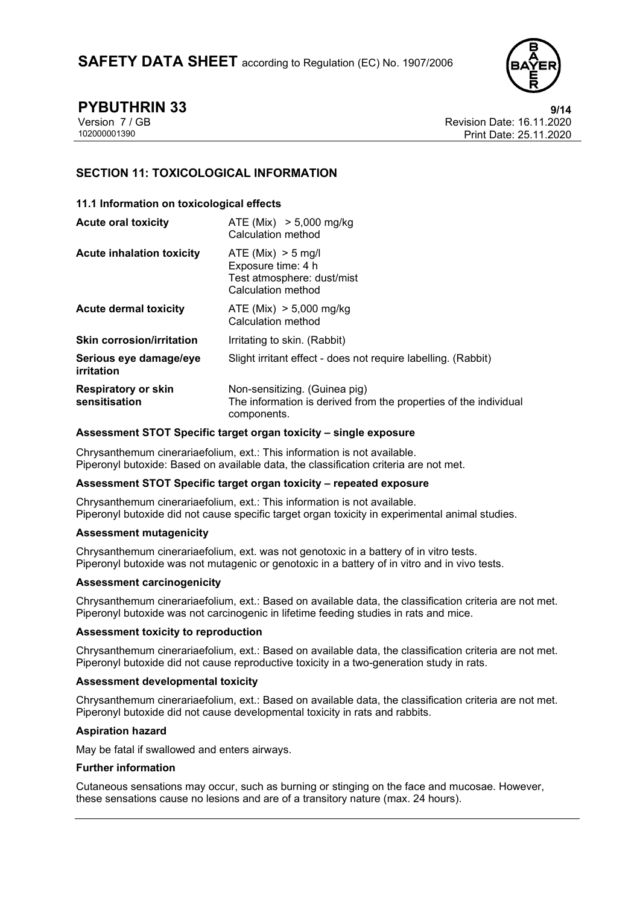## SECTION 11: TOXICOLOGICAL INFORMATION

### 11.1 Information on toxicological effects

| | |
|---|---|
| **Acute oral toxicity** | ATE (Mix) > 5,000 mg/kg<br>Calculation method |
| **Acute inhalation toxicity** | ATE (Mix) > 5 mg/l<br>Exposure time: 4 h<br>Test atmosphere: dust/mist<br>Calculation method |
| **Acute dermal toxicity** | ATE (Mix) > 5,000 mg/kg<br>Calculation method |
| **Skin corrosion/irritation** | Irritating to skin. (Rabbit) |
| **Serious eye damage/eye irritation** | Slight irritant effect - does not require labelling. (Rabbit) |
| **Respiratory or skin sensitisation** | Non-sensitizing. (Guinea pig)<br>The information is derived from the properties of the individual components. |

**Assessment STOT Specific target organ toxicity – single exposure**

Chrysanthemum cinerariaefolium, ext.: This information is not available.
Piperonyl butoxide: Based on available data, the classification criteria are not met.

**Assessment STOT Specific target organ toxicity – repeated exposure**

Chrysanthemum cinerariaefolium, ext.: This information is not available.
Piperonyl butoxide did not cause specific target organ toxicity in experimental animal studies.

**Assessment mutagenicity**

Chrysanthemum cinerariaefolium, ext. was not genotoxic in a battery of in vitro tests.
Piperonyl butoxide was not mutagenic or genotoxic in a battery of in vitro and in vivo tests.

**Assessment carcinogenicity**

Chrysanthemum cinerariaefolium, ext.: Based on available data, the classification criteria are not met.
Piperonyl butoxide was not carcinogenic in lifetime feeding studies in rats and mice.

**Assessment toxicity to reproduction**

Chrysanthemum cinerariaefolium, ext.: Based on available data, the classification criteria are not met.
Piperonyl butoxide did not cause reproductive toxicity in a two-generation study in rats.

**Assessment developmental toxicity**

Chrysanthemum cinerariaefolium, ext.: Based on available data, the classification criteria are not met.
Piperonyl butoxide did not cause developmental toxicity in rats and rabbits.

**Aspiration hazard**

May be fatal if swallowed and enters airways.

**Further information**

Cutaneous sensations may occur, such as burning or stinging on the face and mucosae. However, these sensations cause no lesions and are of a transitory nature (max. 24 hours).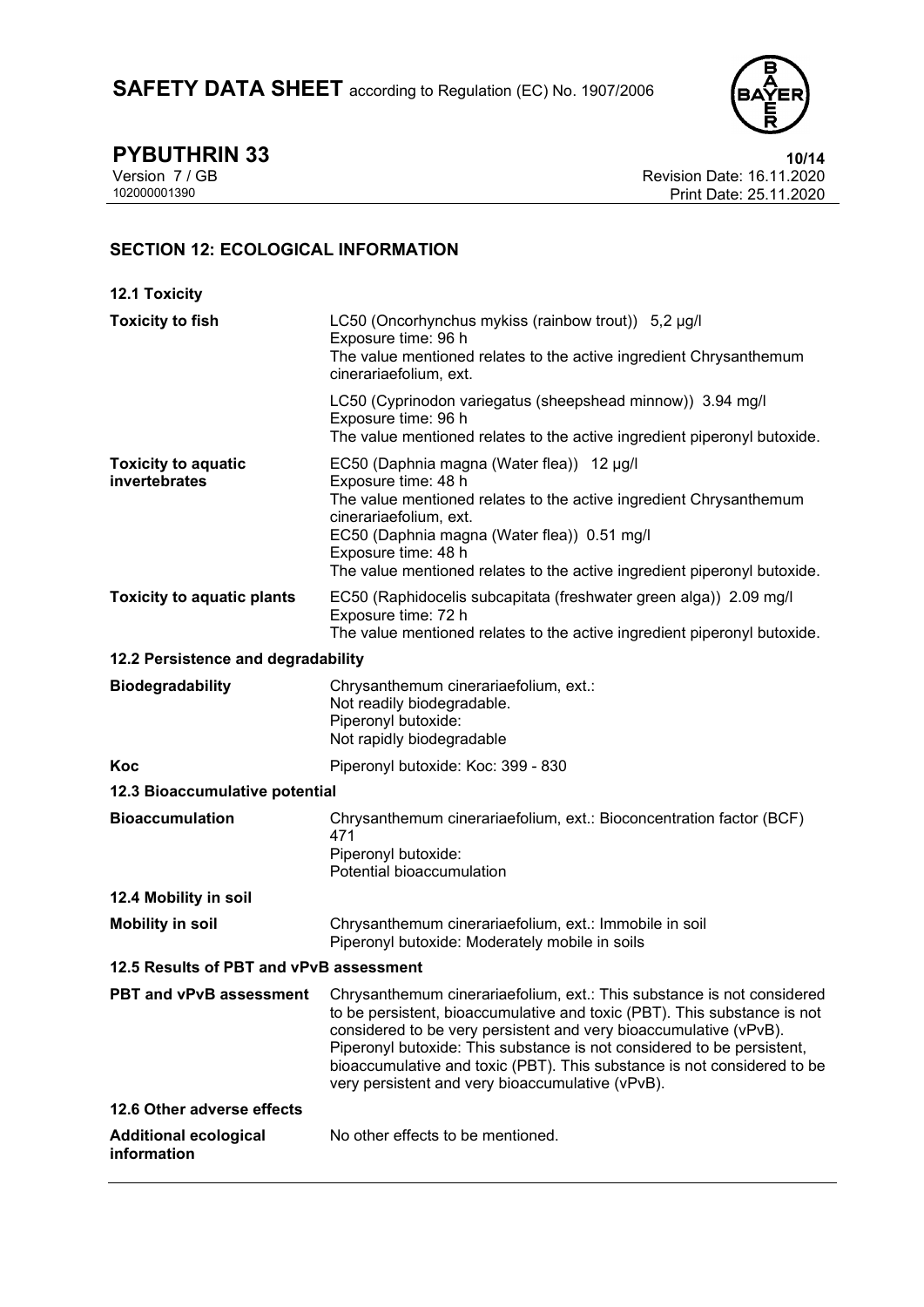## SECTION 12: ECOLOGICAL INFORMATION

### 12.1 Toxicity

| | |
|---|---|
| **Toxicity to fish** | LC50 (Oncorhynchus mykiss (rainbow trout)) 5,2 µg/l<br>Exposure time: 96 h<br>The value mentioned relates to the active ingredient Chrysanthemum cinerariaefolium, ext.<br><br>LC50 (Cyprinodon variegatus (sheepshead minnow)) 3.94 mg/l<br>Exposure time: 96 h<br>The value mentioned relates to the active ingredient piperonyl butoxide. |
| **Toxicity to aquatic invertebrates** | EC50 (Daphnia magna (Water flea)) 12 µg/l<br>Exposure time: 48 h<br>The value mentioned relates to the active ingredient Chrysanthemum cinerariaefolium, ext.<br>EC50 (Daphnia magna (Water flea)) 0.51 mg/l<br>Exposure time: 48 h<br>The value mentioned relates to the active ingredient piperonyl butoxide. |
| **Toxicity to aquatic plants** | EC50 (Raphidocelis subcapitata (freshwater green alga)) 2.09 mg/l<br>Exposure time: 72 h<br>The value mentioned relates to the active ingredient piperonyl butoxide. |

### 12.2 Persistence and degradability

| | |
|---|---|
| **Biodegradability** | Chrysanthemum cinerariaefolium, ext.:<br>Not readily biodegradable.<br>Piperonyl butoxide:<br>Not rapidly biodegradable |
| **Koc** | Piperonyl butoxide: Koc: 399 - 830 |

### 12.3 Bioaccumulative potential

| | |
|---|---|
| **Bioaccumulation** | Chrysanthemum cinerariaefolium, ext.: Bioconcentration factor (BCF) 471<br>Piperonyl butoxide:<br>Potential bioaccumulation |

### 12.4 Mobility in soil

| | |
|---|---|
| **Mobility in soil** | Chrysanthemum cinerariaefolium, ext.: Immobile in soil<br>Piperonyl butoxide: Moderately mobile in soils |

### 12.5 Results of PBT and vPvB assessment

| | |
|---|---|
| **PBT and vPvB assessment** | Chrysanthemum cinerariaefolium, ext.: This substance is not considered to be persistent, bioaccumulative and toxic (PBT). This substance is not considered to be very persistent and very bioaccumulative (vPvB).<br>Piperonyl butoxide: This substance is not considered to be persistent, bioaccumulative and toxic (PBT). This substance is not considered to be very persistent and very bioaccumulative (vPvB). |

### 12.6 Other adverse effects

| | |
|---|---|
| **Additional ecological information** | No other effects to be mentioned. |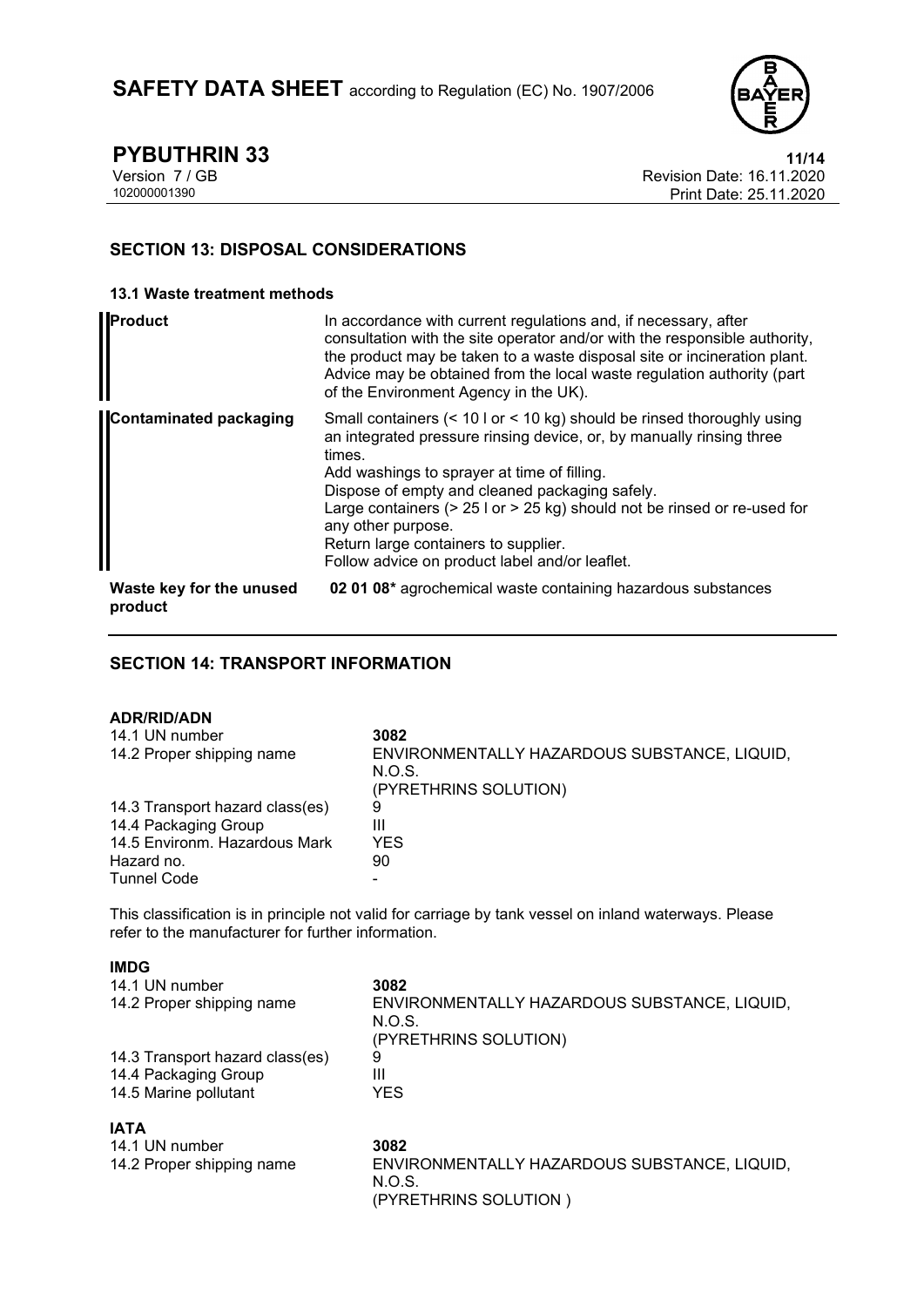## SECTION 13: DISPOSAL CONSIDERATIONS

### 13.1 Waste treatment methods

| | |
|---|---|
| **Product** | In accordance with current regulations and, if necessary, after consultation with the site operator and/or with the responsible authority, the product may be taken to a waste disposal site or incineration plant. Advice may be obtained from the local waste regulation authority (part of the Environment Agency in the UK). |
| **Contaminated packaging** | Small containers (< 10 l or < 10 kg) should be rinsed thoroughly using an integrated pressure rinsing device, or, by manually rinsing three times.<br>Add washings to sprayer at time of filling.<br>Dispose of empty and cleaned packaging safely.<br>Large containers (> 25 l or > 25 kg) should not be rinsed or re-used for any other purpose.<br>Return large containers to supplier.<br>Follow advice on product label and/or leaflet. |
| **Waste key for the unused product** | **02 01 08*** agrochemical waste containing hazardous substances |

## SECTION 14: TRANSPORT INFORMATION

**ADR/RID/ADN**

| | |
|---|---|
| 14.1 UN number | **3082** |
| 14.2 Proper shipping name | ENVIRONMENTALLY HAZARDOUS SUBSTANCE, LIQUID, N.O.S.<br>(PYRETHRINS SOLUTION) |
| 14.3 Transport hazard class(es) | 9 |
| 14.4 Packaging Group | III |
| 14.5 Environm. Hazardous Mark | YES |
| Hazard no. | 90 |
| Tunnel Code | - |

This classification is in principle not valid for carriage by tank vessel on inland waterways. Please refer to the manufacturer for further information.

**IMDG**

| | |
|---|---|
| 14.1 UN number | **3082** |
| 14.2 Proper shipping name | ENVIRONMENTALLY HAZARDOUS SUBSTANCE, LIQUID, N.O.S.<br>(PYRETHRINS SOLUTION) |
| 14.3 Transport hazard class(es) | 9 |
| 14.4 Packaging Group | III |
| 14.5 Marine pollutant | YES |

**IATA**

| | |
|---|---|
| 14.1 UN number | **3082** |
| 14.2 Proper shipping name | ENVIRONMENTALLY HAZARDOUS SUBSTANCE, LIQUID, N.O.S.<br>(PYRETHRINS SOLUTION ) |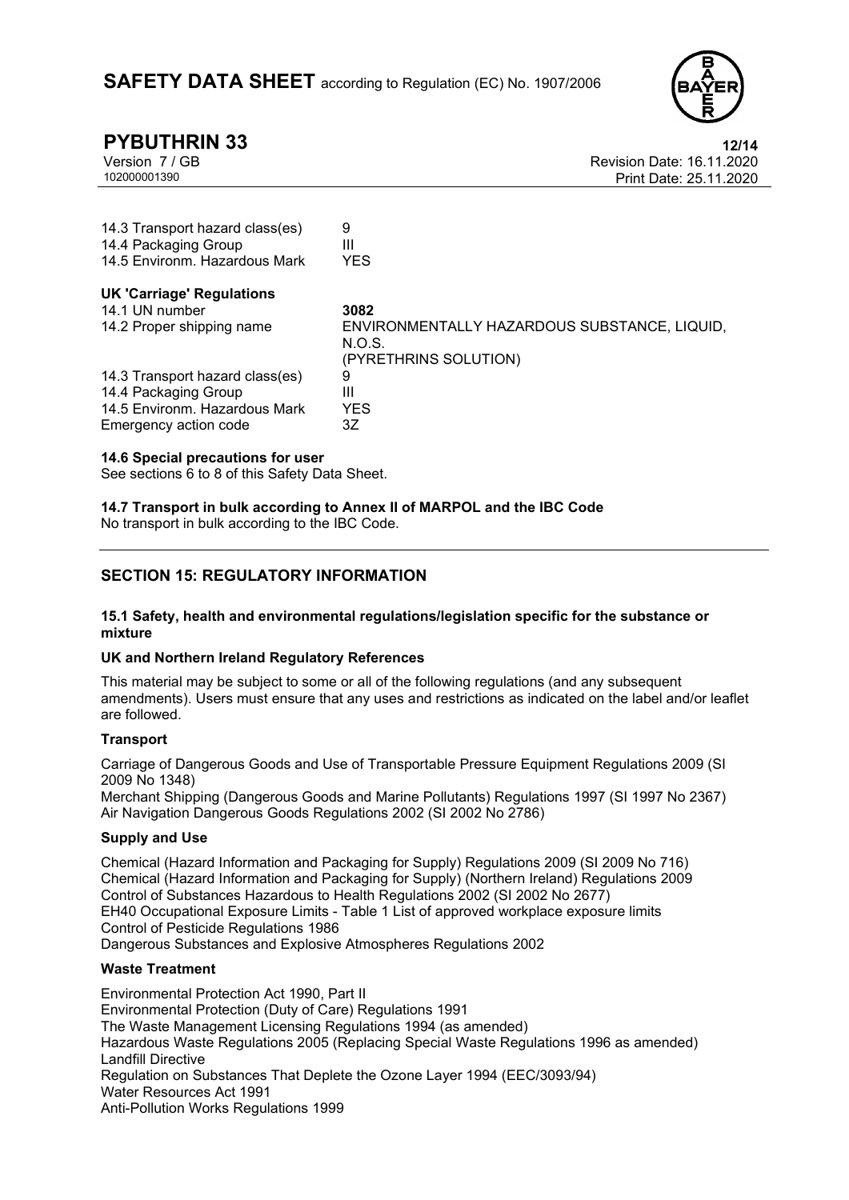| | |
|---|---|
| 14.3 Transport hazard class(es) | 9 |
| 14.4 Packaging Group | III |
| 14.5 Environm. Hazardous Mark | YES |

**UK 'Carriage' Regulations**

| | |
|---|---|
| 14.1 UN number | **3082** |
| 14.2 Proper shipping name | ENVIRONMENTALLY HAZARDOUS SUBSTANCE, LIQUID, N.O.S. (PYRETHRINS SOLUTION) |
| 14.3 Transport hazard class(es) | 9 |
| 14.4 Packaging Group | III |
| 14.5 Environm. Hazardous Mark | YES |
| Emergency action code | 3Z |

**14.6 Special precautions for user**

See sections 6 to 8 of this Safety Data Sheet.

**14.7 Transport in bulk according to Annex II of MARPOL and the IBC Code**

No transport in bulk according to the IBC Code.

## SECTION 15: REGULATORY INFORMATION

**15.1 Safety, health and environmental regulations/legislation specific for the substance or mixture**

**UK and Northern Ireland Regulatory References**

This material may be subject to some or all of the following regulations (and any subsequent amendments). Users must ensure that any uses and restrictions as indicated on the label and/or leaflet are followed.

**Transport**

Carriage of Dangerous Goods and Use of Transportable Pressure Equipment Regulations 2009 (SI 2009 No 1348)
Merchant Shipping (Dangerous Goods and Marine Pollutants) Regulations 1997 (SI 1997 No 2367)
Air Navigation Dangerous Goods Regulations 2002 (SI 2002 No 2786)

**Supply and Use**

Chemical (Hazard Information and Packaging for Supply) Regulations 2009 (SI 2009 No 716)
Chemical (Hazard Information and Packaging for Supply) (Northern Ireland) Regulations 2009
Control of Substances Hazardous to Health Regulations 2002 (SI 2002 No 2677)
EH40 Occupational Exposure Limits - Table 1 List of approved workplace exposure limits
Control of Pesticide Regulations 1986
Dangerous Substances and Explosive Atmospheres Regulations 2002

**Waste Treatment**

Environmental Protection Act 1990, Part II
Environmental Protection (Duty of Care) Regulations 1991
The Waste Management Licensing Regulations 1994 (as amended)
Hazardous Waste Regulations 2005 (Replacing Special Waste Regulations 1996 as amended)
Landfill Directive
Regulation on Substances That Deplete the Ozone Layer 1994 (EEC/3093/94)
Water Resources Act 1991
Anti-Pollution Works Regulations 1999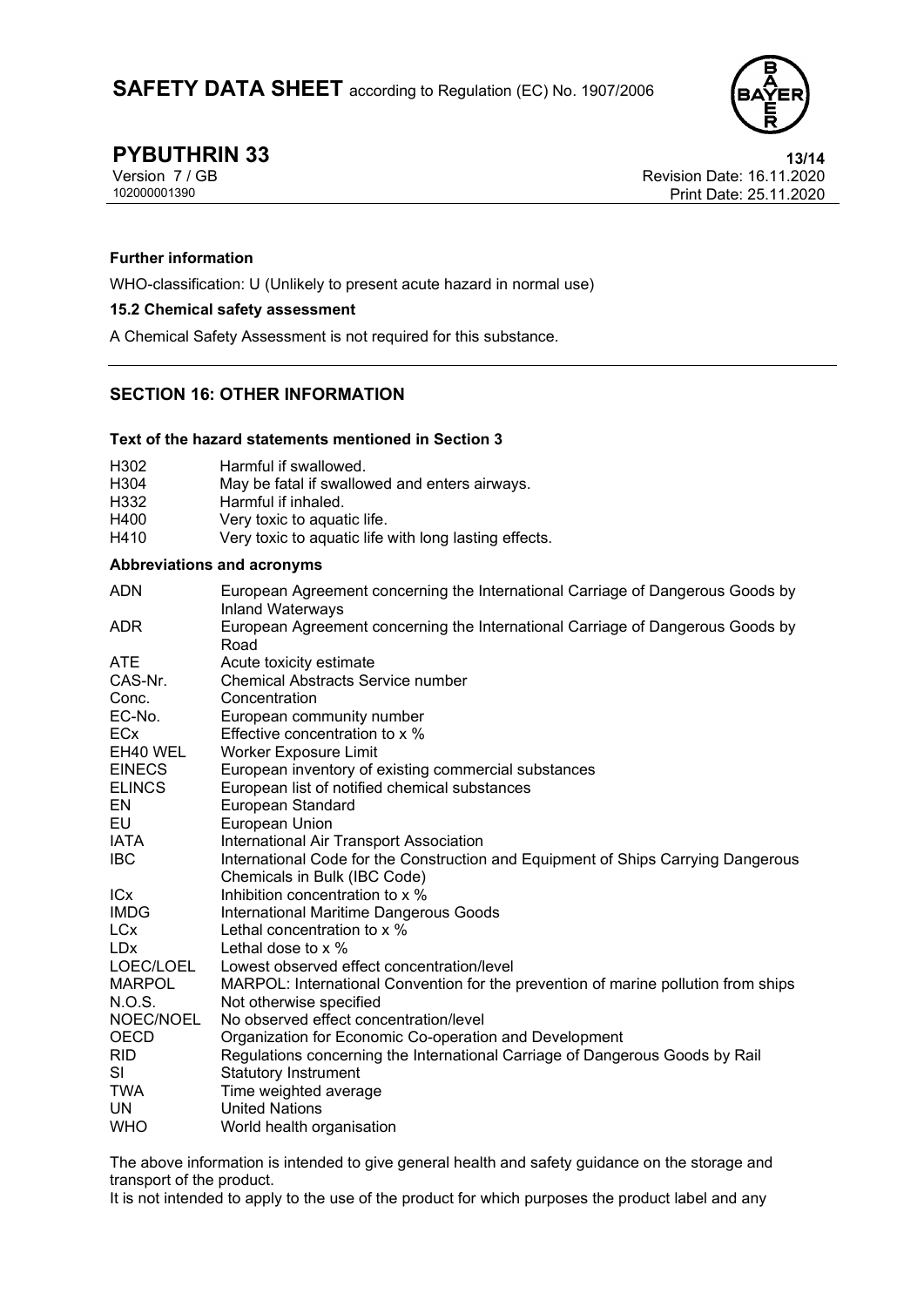**Further information**

WHO-classification: U (Unlikely to present acute hazard in normal use)

**15.2 Chemical safety assessment**

A Chemical Safety Assessment is not required for this substance.

## SECTION 16: OTHER INFORMATION

**Text of the hazard statements mentioned in Section 3**

| | |
|---|---|
| H302 | Harmful if swallowed. |
| H304 | May be fatal if swallowed and enters airways. |
| H332 | Harmful if inhaled. |
| H400 | Very toxic to aquatic life. |
| H410 | Very toxic to aquatic life with long lasting effects. |

**Abbreviations and acronyms**

| | |
|---|---|
| ADN | European Agreement concerning the International Carriage of Dangerous Goods by Inland Waterways |
| ADR | European Agreement concerning the International Carriage of Dangerous Goods by Road |
| ATE | Acute toxicity estimate |
| CAS-Nr. | Chemical Abstracts Service number |
| Conc. | Concentration |
| EC-No. | European community number |
| ECx | Effective concentration to x % |
| EH40 WEL | Worker Exposure Limit |
| EINECS | European inventory of existing commercial substances |
| ELINCS | European list of notified chemical substances |
| EN | European Standard |
| EU | European Union |
| IATA | International Air Transport Association |
| IBC | International Code for the Construction and Equipment of Ships Carrying Dangerous Chemicals in Bulk (IBC Code) |
| ICx | Inhibition concentration to x % |
| IMDG | International Maritime Dangerous Goods |
| LCx | Lethal concentration to x % |
| LDx | Lethal dose to x % |
| LOEC/LOEL | Lowest observed effect concentration/level |
| MARPOL | MARPOL: International Convention for the prevention of marine pollution from ships |
| N.O.S. | Not otherwise specified |
| NOEC/NOEL | No observed effect concentration/level |
| OECD | Organization for Economic Co-operation and Development |
| RID | Regulations concerning the International Carriage of Dangerous Goods by Rail |
| SI | Statutory Instrument |
| TWA | Time weighted average |
| UN | United Nations |
| WHO | World health organisation |

The above information is intended to give general health and safety guidance on the storage and transport of the product.
It is not intended to apply to the use of the product for which purposes the product label and any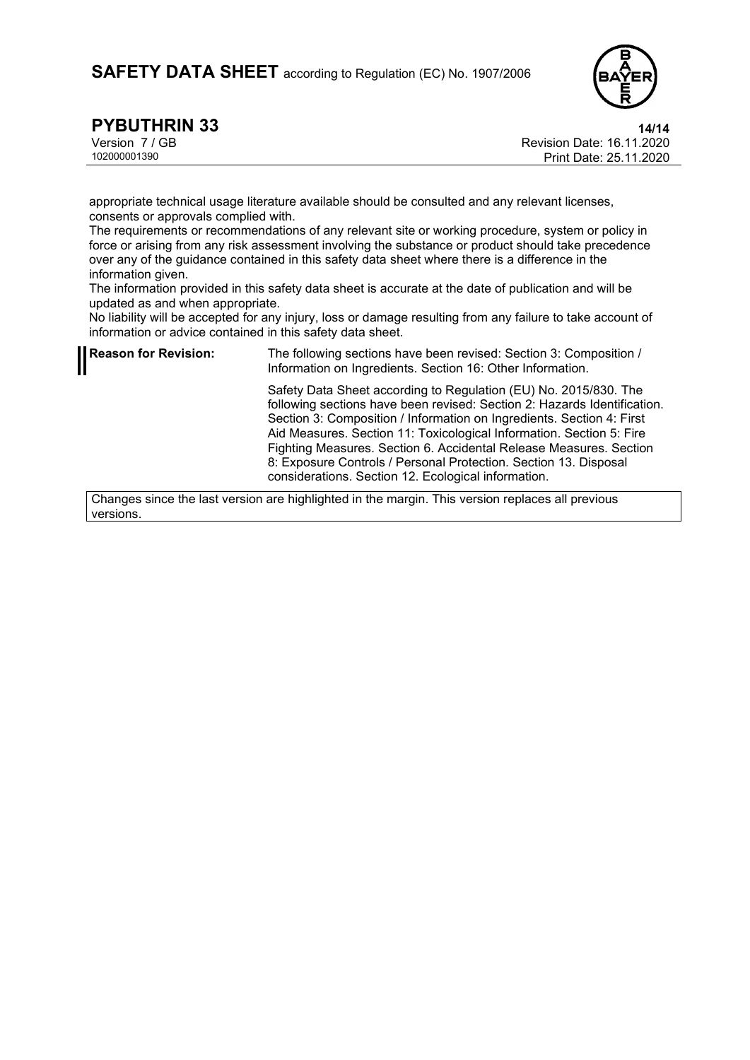appropriate technical usage literature available should be consulted and any relevant licenses, consents or approvals complied with.
The requirements or recommendations of any relevant site or working procedure, system or policy in force or arising from any risk assessment involving the substance or product should take precedence over any of the guidance contained in this safety data sheet where there is a difference in the information given.
The information provided in this safety data sheet is accurate at the date of publication and will be updated as and when appropriate.
No liability will be accepted for any injury, loss or damage resulting from any failure to take account of information or advice contained in this safety data sheet.

**Reason for Revision:** The following sections have been revised: Section 3: Composition / Information on Ingredients. Section 16: Other Information.

Safety Data Sheet according to Regulation (EU) No. 2015/830. The following sections have been revised: Section 2: Hazards Identification. Section 3: Composition / Information on Ingredients. Section 4: First Aid Measures. Section 11: Toxicological Information. Section 5: Fire Fighting Measures. Section 6. Accidental Release Measures. Section 8: Exposure Controls / Personal Protection. Section 13. Disposal considerations. Section 12. Ecological information.

Changes since the last version are highlighted in the margin. This version replaces all previous versions.